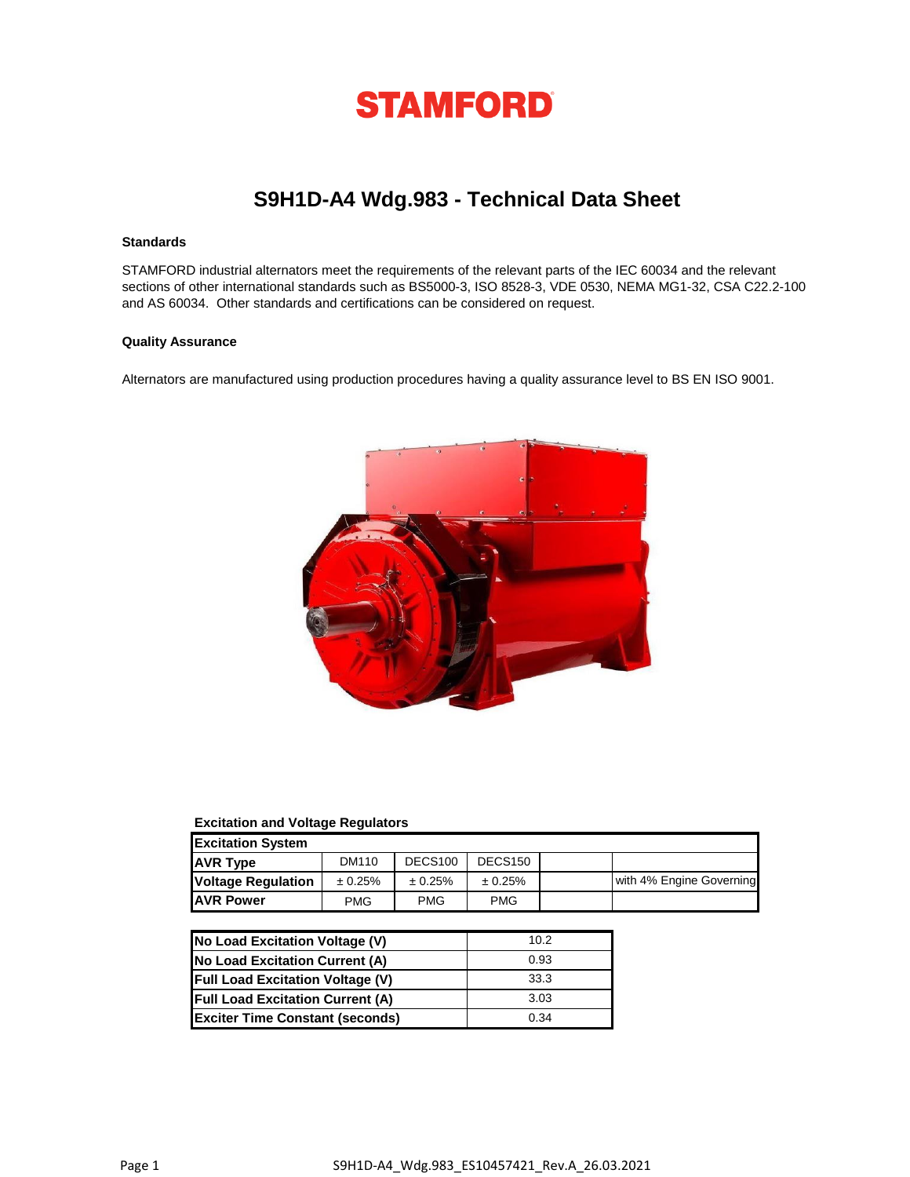# STAMFORD

## S9H1D-A4 Wdg.983 - Technical Data Sheet

### Standards

STAMFORD industrial alternators meet the requirements of the relevant parts of the IEC 60034 and the relevant sections of other international standards such as BS5000-3, ISO 8528-3, VDE 0530, NEMA MG1-32, CSA C22.2-100 and AS 60034. Other standards and certifications can be considered on request.

### Quality Assurance

Alternators are manufactured using production procedures having a quality assurance level to BS EN ISO 9001.

### Excitation and Voltage Regulators

| Excitation System | | | | | |
|---|---|---|---|---|---|
| **AVR Type** | DM110 | DECS100 | DECS150 | | |
| **Voltage Regulation** | ± 0.25% | ± 0.25% | ± 0.25% | | with 4% Engine Governing |
| **AVR Power** | PMG | PMG | PMG | | |

| | |
|---|---|
| **No Load Excitation Voltage (V)** | 10.2 |
| **No Load Excitation Current (A)** | 0.93 |
| **Full Load Excitation Voltage (V)** | 33.3 |
| **Full Load Excitation Current (A)** | 3.03 |
| **Exciter Time Constant (seconds)** | 0.34 |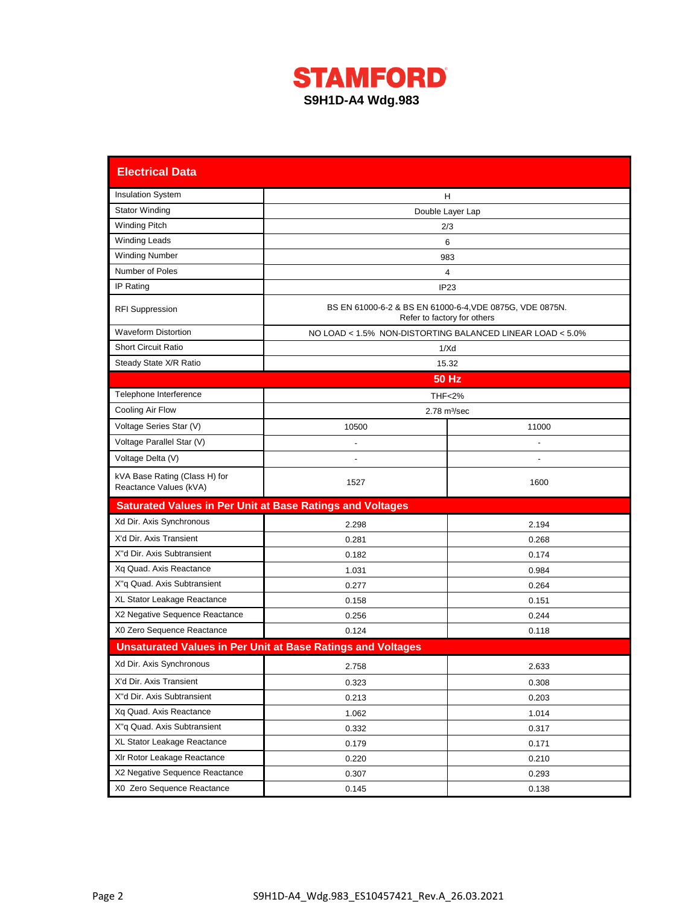# STAMFORD

**S9H1D-A4 Wdg.983**

## Electrical Data

| Electrical Data | | |
|---|---|---|
| Insulation System | H | |
| Stator Winding | Double Layer Lap | |
| Winding Pitch | 2/3 | |
| Winding Leads | 6 | |
| Winding Number | 983 | |
| Number of Poles | 4 | |
| IP Rating | IP23 | |
| RFI Suppression | BS EN 61000-6-2 & BS EN 61000-6-4,VDE 0875G, VDE 0875N. Refer to factory for others | |
| Waveform Distortion | NO LOAD < 1.5% NON-DISTORTING BALANCED LINEAR LOAD < 5.0% | |
| Short Circuit Ratio | 1/Xd | |
| Steady State X/R Ratio | 15.32 | |
| | **50 Hz** | |
| Telephone Interference | THF<2% | |
| Cooling Air Flow | 2.78 m³/sec | |
| Voltage Series Star (V) | 10500 | 11000 |
| Voltage Parallel Star (V) | - | - |
| Voltage Delta (V) | - | - |
| kVA Base Rating (Class H) for Reactance Values (kVA) | 1527 | 1600 |
| **Saturated Values in Per Unit at Base Ratings and Voltages** | | |
| Xd Dir. Axis Synchronous | 2.298 | 2.194 |
| X'd Dir. Axis Transient | 0.281 | 0.268 |
| X''d Dir. Axis Subtransient | 0.182 | 0.174 |
| Xq Quad. Axis Reactance | 1.031 | 0.984 |
| X''q Quad. Axis Subtransient | 0.277 | 0.264 |
| XL Stator Leakage Reactance | 0.158 | 0.151 |
| X2 Negative Sequence Reactance | 0.256 | 0.244 |
| X0 Zero Sequence Reactance | 0.124 | 0.118 |
| **Unsaturated Values in Per Unit at Base Ratings and Voltages** | | |
| Xd Dir. Axis Synchronous | 2.758 | 2.633 |
| X'd Dir. Axis Transient | 0.323 | 0.308 |
| X''d Dir. Axis Subtransient | 0.213 | 0.203 |
| Xq Quad. Axis Reactance | 1.062 | 1.014 |
| X''q Quad. Axis Subtransient | 0.332 | 0.317 |
| XL Stator Leakage Reactance | 0.179 | 0.171 |
| Xlr Rotor Leakage Reactance | 0.220 | 0.210 |
| X2 Negative Sequence Reactance | 0.307 | 0.293 |
| X0 Zero Sequence Reactance | 0.145 | 0.138 |

S9H1D-A4_Wdg.983_ES10457421_Rev.A_26.03.2021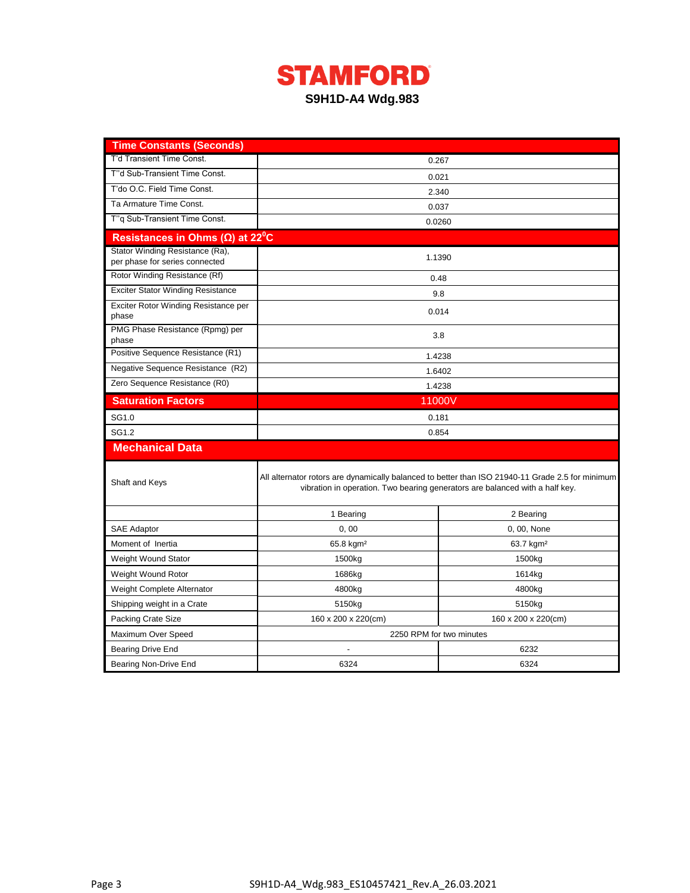# STAMFORD

## S9H1D-A4 Wdg.983

| Time Constants (Seconds) | |
|---|---|
| T'd Transient Time Const. | 0.267 |
| T''d Sub-Transient Time Const. | 0.021 |
| T'do O.C. Field Time Const. | 2.340 |
| Ta Armature Time Const. | 0.037 |
| T''q Sub-Transient Time Const. | 0.0260 |

| Resistances in Ohms (Ω) at 22$^0$C | |
|---|---|
| Stator Winding Resistance (Ra), per phase for series connected | 1.1390 |
| Rotor Winding Resistance (Rf) | 0.48 |
| Exciter Stator Winding Resistance | 9.8 |
| Exciter Rotor Winding Resistance per phase | 0.014 |
| PMG Phase Resistance (Rpmg) per phase | 3.8 |
| Positive Sequence Resistance (R1) | 1.4238 |
| Negative Sequence Resistance (R2) | 1.6402 |
| Zero Sequence Resistance (R0) | 1.4238 |

| Saturation Factors | 11000V |
|---|---|
| SG1.0 | 0.181 |
| SG1.2 | 0.854 |

| Mechanical Data | | |
|---|---|---|
| Shaft and Keys | All alternator rotors are dynamically balanced to better than ISO 21940-11 Grade 2.5 for minimum vibration in operation. Two bearing generators are balanced with a half key. | |
| | 1 Bearing | 2 Bearing |
| SAE Adaptor | 0, 00 | 0, 00, None |
| Moment of Inertia | 65.8 kgm² | 63.7 kgm² |
| Weight Wound Stator | 1500kg | 1500kg |
| Weight Wound Rotor | 1686kg | 1614kg |
| Weight Complete Alternator | 4800kg | 4800kg |
| Shipping weight in a Crate | 5150kg | 5150kg |
| Packing Crate Size | 160 x 200 x 220(cm) | 160 x 200 x 220(cm) |
| Maximum Over Speed | 2250 RPM for two minutes | |
| Bearing Drive End | - | 6232 |
| Bearing Non-Drive End | 6324 | 6324 |

S9H1D-A4_Wdg.983_ES10457421_Rev.A_26.03.2021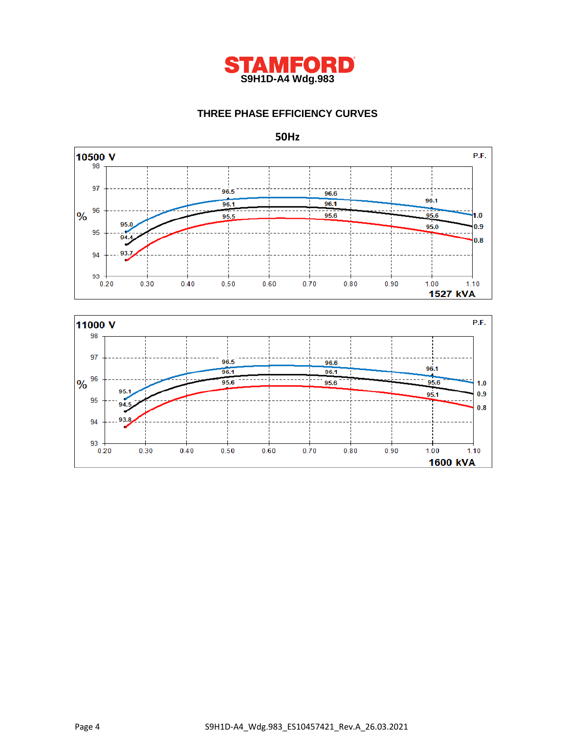# STAMFORD

**S9H1D-A4 Wdg.983**

## THREE PHASE EFFICIENCY CURVES

### 50Hz

**10500 V**

| P.F. | 0.25 | 0.50 | 0.75 | 1.00 |
|---|---|---|---|---|
| 1.0 | 95.0 | 96.5 | 96.6 | 96.1 |
| 0.9 | 94.4 | 96.1 | 96.1 | 95.6 |
| 0.8 | 93.7 | 95.5 | 95.6 | 95.0 |

Y-axis: % (93 – 98); X-axis: 0.20 – 1.10 × 1527 kVA

**11000 V**

| P.F. | 0.25 | 0.50 | 0.75 | 1.00 |
|---|---|---|---|---|
| 1.0 | 95.1 | 96.5 | 96.6 | 96.1 |
| 0.9 | 94.5 | 96.1 | 96.1 | 95.6 |
| 0.8 | 93.8 | 95.6 | 95.6 | 95.1 |

Y-axis: % (93 – 98); X-axis: 0.20 – 1.10 × 1600 kVA

S9H1D-A4_Wdg.983_ES10457421_Rev.A_26.03.2021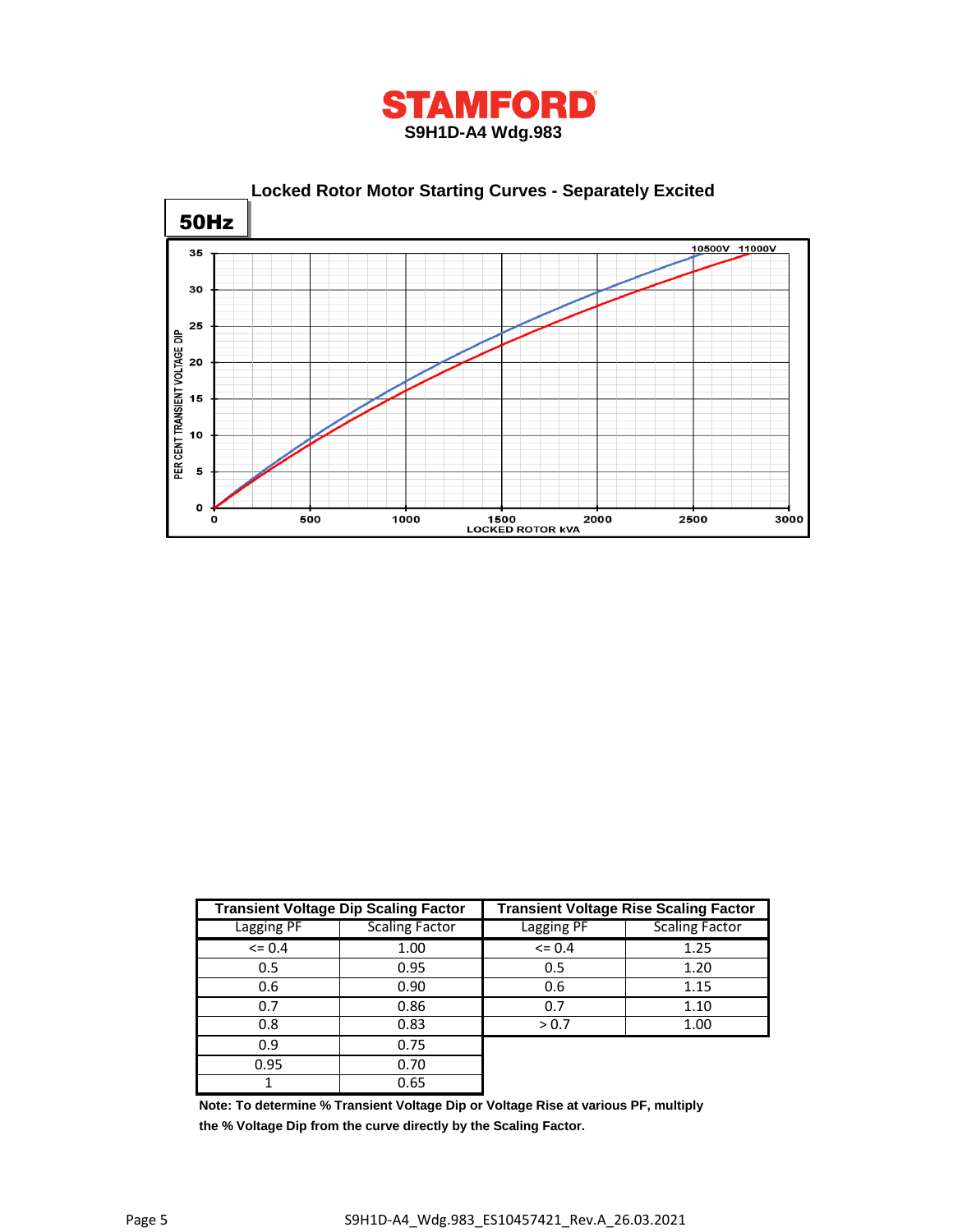# STAMFORD

**S9H1D-A4 Wdg.983**

## Locked Rotor Motor Starting Curves - Separately Excited

**50Hz**

| Transient Voltage Dip Scaling Factor | | Transient Voltage Rise Scaling Factor | |
|---|---|---|---|
| Lagging PF | Scaling Factor | Lagging PF | Scaling Factor |
| <= 0.4 | 1.00 | <= 0.4 | 1.25 |
| 0.5 | 0.95 | 0.5 | 1.20 |
| 0.6 | 0.90 | 0.6 | 1.15 |
| 0.7 | 0.86 | 0.7 | 1.10 |
| 0.8 | 0.83 | > 0.7 | 1.00 |
| 0.9 | 0.75 | | |
| 0.95 | 0.70 | | |
| 1 | 0.65 | | |

**Note: To determine % Transient Voltage Dip or Voltage Rise at various PF, multiply the % Voltage Dip from the curve directly by the Scaling Factor.**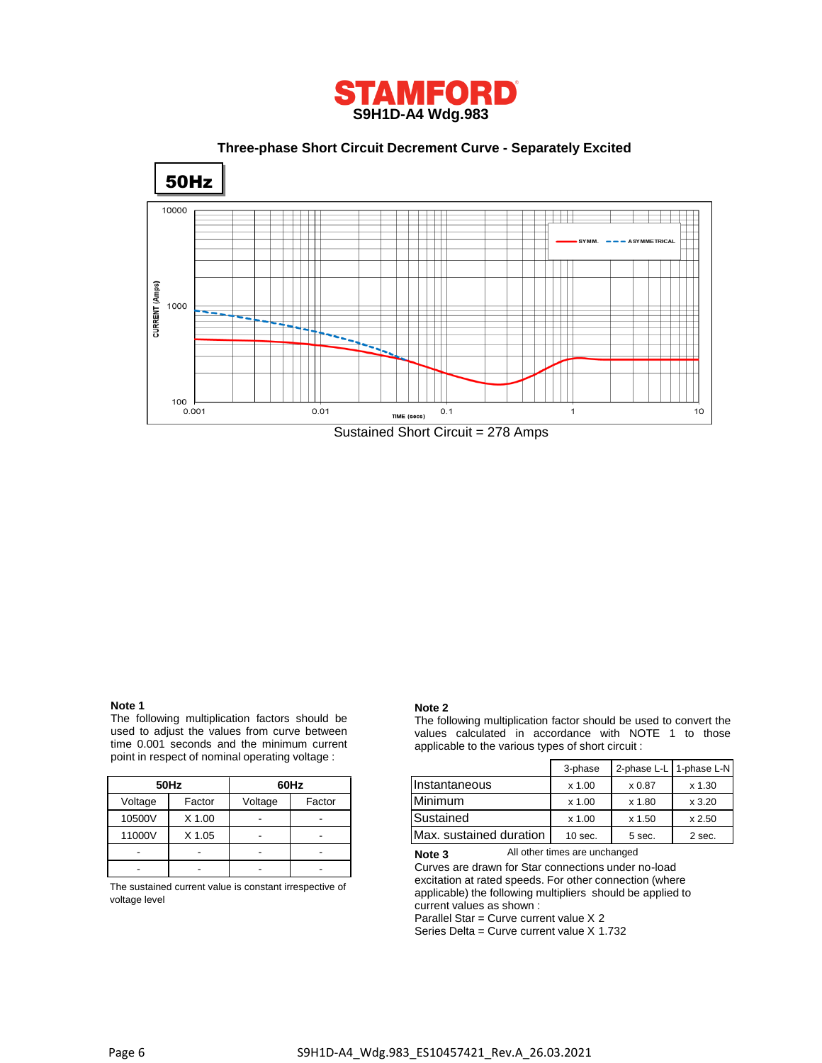**STAMFORD**

**S9H1D-A4 Wdg.983**

**Three-phase Short Circuit Decrement Curve - Separately Excited**

**50Hz**

Sustained Short Circuit = 278 Amps

**Note 1**

The following multiplication factors should be used to adjust the values from curve between time 0.001 seconds and the minimum current point in respect of nominal operating voltage :

| 50Hz | | 60Hz | |
|---|---|---|---|
| Voltage | Factor | Voltage | Factor |
| 10500V | X 1.00 | - | - |
| 11000V | X 1.05 | - | - |
| - | - | - | - |
| - | - | - | - |

The sustained current value is constant irrespective of voltage level

**Note 2**

The following multiplication factor should be used to convert the values calculated in accordance with NOTE 1 to those applicable to the various types of short circuit :

| | 3-phase | 2-phase L-L | 1-phase L-N |
|---|---|---|---|
| Instantaneous | x 1.00 | x 0.87 | x 1.30 |
| Minimum | x 1.00 | x 1.80 | x 3.20 |
| Sustained | x 1.00 | x 1.50 | x 2.50 |
| Max. sustained duration | 10 sec. | 5 sec. | 2 sec. |

All other times are unchanged

**Note 3**

Curves are drawn for Star connections under no-load excitation at rated speeds. For other connection (where applicable) the following multipliers should be applied to current values as shown :

Parallel Star = Curve current value X 2

Series Delta = Curve current value X 1.732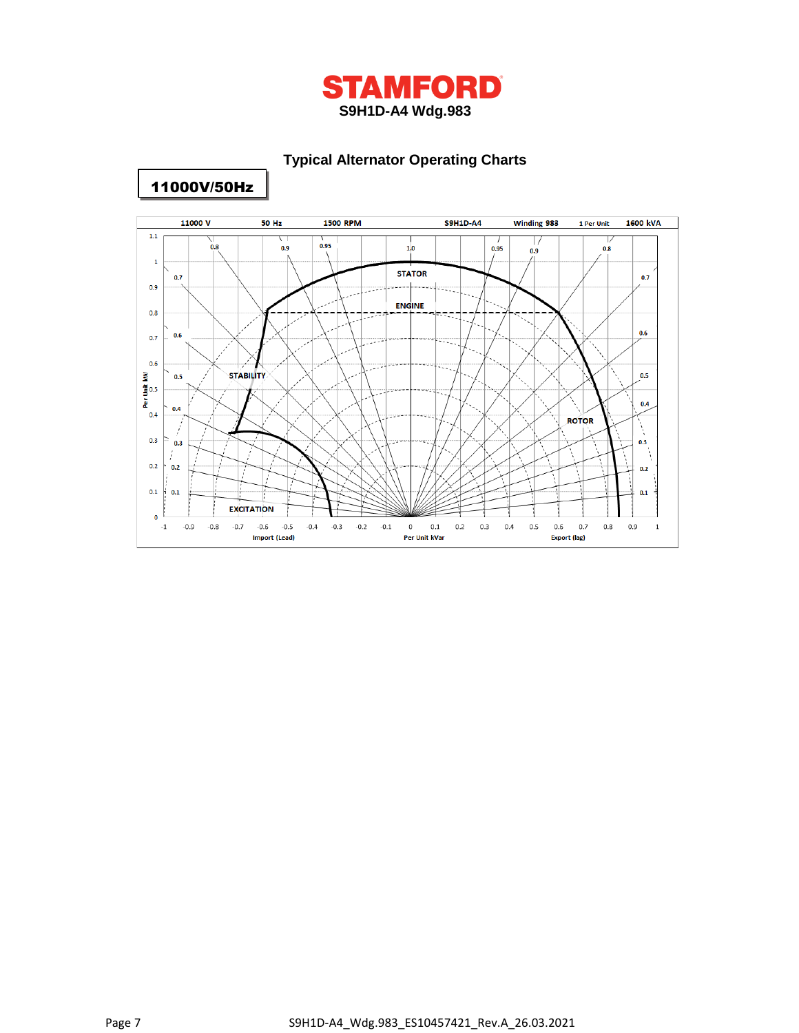**STAMFORD**

**S9H1D-A4 Wdg.983**

## Typical Alternator Operating Charts

**11000V/50Hz**

11000 V | 50 Hz | 1500 RPM | S9H1D-A4 | Winding 983 | 1 Per Unit | 1600 kVA

STATOR

ENGINE

STABILITY

ROTOR

EXCITATION

Per Unit kW

Import (Lead) | Per Unit kVar | Export (lag)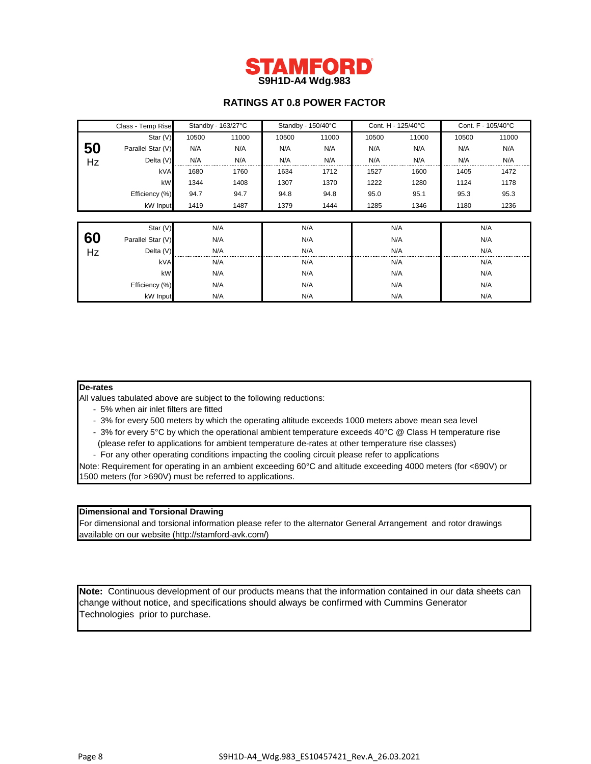# STAMFORD
**S9H1D-A4 Wdg.983**

## RATINGS AT 0.8 POWER FACTOR

| | Class - Temp Rise | Standby - 163/27°C | | Standby - 150/40°C | | Cont. H - 125/40°C | | Cont. F - 105/40°C | |
|---|---|---|---|---|---|---|---|---|---|
| **50** Hz | Star (V) | 10500 | 11000 | 10500 | 11000 | 10500 | 11000 | 10500 | 11000 |
| | Parallel Star (V) | N/A | N/A | N/A | N/A | N/A | N/A | N/A | N/A |
| | Delta (V) | N/A | N/A | N/A | N/A | N/A | N/A | N/A | N/A |
| | kVA | 1680 | 1760 | 1634 | 1712 | 1527 | 1600 | 1405 | 1472 |
| | kW | 1344 | 1408 | 1307 | 1370 | 1222 | 1280 | 1124 | 1178 |
| | Efficiency (%) | 94.7 | 94.7 | 94.8 | 94.8 | 95.0 | 95.1 | 95.3 | 95.3 |
| | kW Input | 1419 | 1487 | 1379 | 1444 | 1285 | 1346 | 1180 | 1236 |

| | | Standby - 163/27°C | Standby - 150/40°C | Cont. H - 125/40°C | Cont. F - 105/40°C |
|---|---|---|---|---|---|
| **60** Hz | Star (V) | N/A | N/A | N/A | N/A |
| | Parallel Star (V) | N/A | N/A | N/A | N/A |
| | Delta (V) | N/A | N/A | N/A | N/A |
| | kVA | N/A | N/A | N/A | N/A |
| | kW | N/A | N/A | N/A | N/A |
| | Efficiency (%) | N/A | N/A | N/A | N/A |
| | kW Input | N/A | N/A | N/A | N/A |

**De-rates**

All values tabulated above are subject to the following reductions:

- 5% when air inlet filters are fitted
- 3% for every 500 meters by which the operating altitude exceeds 1000 meters above mean sea level
- 3% for every 5°C by which the operational ambient temperature exceeds 40°C @ Class H temperature rise (please refer to applications for ambient temperature de-rates at other temperature rise classes)
- For any other operating conditions impacting the cooling circuit please refer to applications

Note: Requirement for operating in an ambient exceeding 60°C and altitude exceeding 4000 meters (for <690V) or 1500 meters (for >690V) must be referred to applications.

**Dimensional and Torsional Drawing**

For dimensional and torsional information please refer to the alternator General Arrangement and rotor drawings available on our website (http://stamford-avk.com/)

**Note:** Continuous development of our products means that the information contained in our data sheets can change without notice, and specifications should always be confirmed with Cummins Generator Technologies prior to purchase.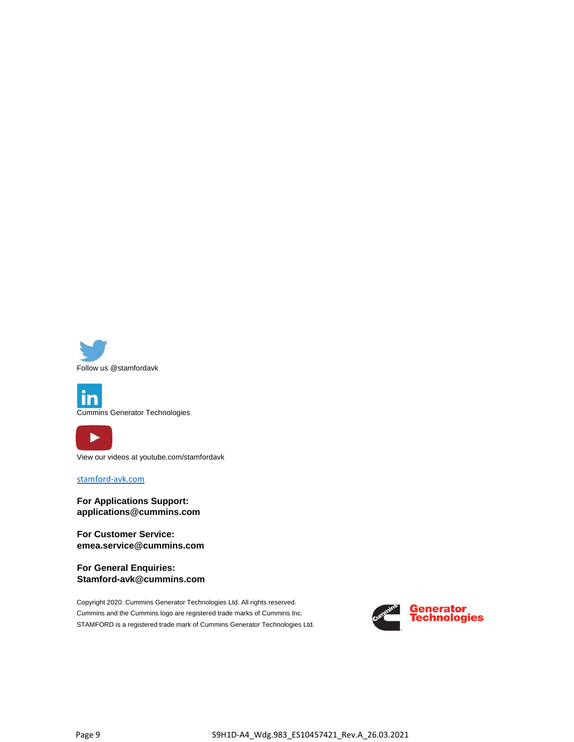Follow us @stamfordavk

Cummins Generator Technologies

View our videos at youtube.com/stamfordavk

[stamford-avk.com](stamford-avk.com)

**For Applications Support:**
**applications@cummins.com**

**For Customer Service:**
**emea.service@cummins.com**

**For General Enquiries:**
**Stamford-avk@cummins.com**

Copyright 2020. Cummins Generator Technologies Ltd. All rights reserved.
Cummins and the Cummins logo are registered trade marks of Cummins Inc.
STAMFORD is a registered trade mark of Cummins Generator Technologies Ltd.

Generator Technologies

S9H1D-A4_Wdg.983_ES10457421_Rev.A_26.03.2021